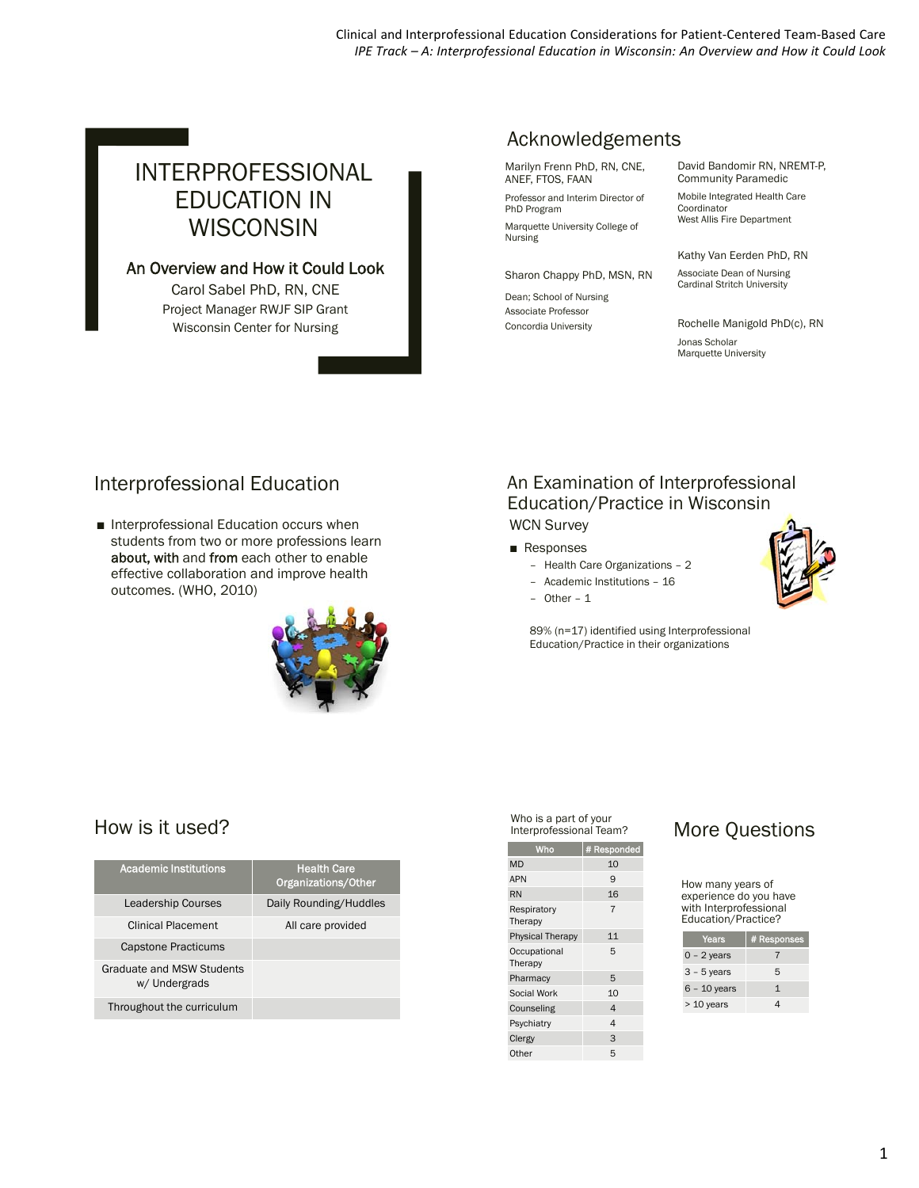# INTERPROFESSIONAL EDUCATION IN WISCONSIN

## An Overview and How it Could Look

Carol Sabel PhD, RN, CNE
Project Manager RWJF SIP Grant
Wisconsin Center for Nursing

## Acknowledgements

Marilyn Frenn PhD, RN, CNE, ANEF, FTOS, FAAN
Professor and Interim Director of PhD Program
Marquette University College of Nursing

Sharon Chappy PhD, MSN, RN
Dean; School of Nursing
Associate Professor
Concordia University

David Bandomir RN, NREMT-P, Community Paramedic
Mobile Integrated Health Care Coordinator
West Allis Fire Department

Kathy Van Eerden PhD, RN
Associate Dean of Nursing
Cardinal Stritch University

Rochelle Manigold PhD(c), RN
Jonas Scholar
Marquette University

## Interprofessional Education

- Interprofessional Education occurs when students from two or more professions learn **about, with** and **from** each other to enable effective collaboration and improve health outcomes. (WHO, 2010)

## An Examination of Interprofessional Education/Practice in Wisconsin

### WCN Survey

- Responses
  - Health Care Organizations – 2
  - Academic Institutions – 16
  - Other – 1

89% (n=17) identified using Interprofessional Education/Practice in their organizations

## How is it used?

| Academic Institutions | Health Care Organizations/Other |
|---|---|
| Leadership Courses | Daily Rounding/Huddles |
| Clinical Placement | All care provided |
| Capstone Practicums | |
| Graduate and MSW Students w/ Undergrads | |
| Throughout the curriculum | |

Who is a part of your Interprofessional Team?

| Who | # Responded |
|---|---|
| MD | 10 |
| APN | 9 |
| RN | 16 |
| Respiratory Therapy | 7 |
| Physical Therapy | 11 |
| Occupational Therapy | 5 |
| Pharmacy | 5 |
| Social Work | 10 |
| Counseling | 4 |
| Psychiatry | 4 |
| Clergy | 3 |
| Other | 5 |

## More Questions

How many years of experience do you have with Interprofessional Education/Practice?

| Years | # Responses |
|---|---|
| 0 – 2 years | 7 |
| 3 – 5 years | 5 |
| 6 – 10 years | 1 |
| > 10 years | 4 |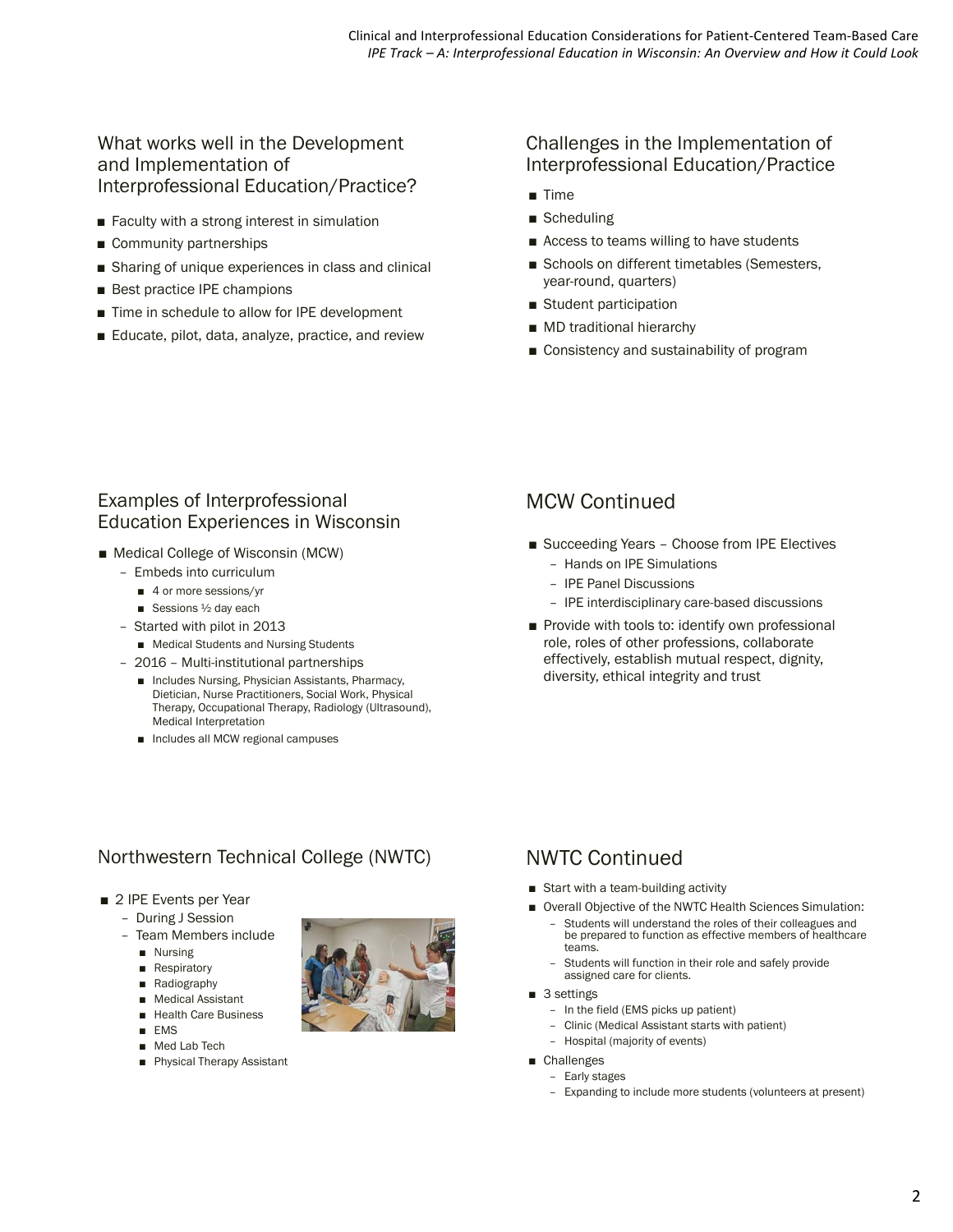## What works well in the Development and Implementation of Interprofessional Education/Practice?

- Faculty with a strong interest in simulation
- Community partnerships
- Sharing of unique experiences in class and clinical
- Best practice IPE champions
- Time in schedule to allow for IPE development
- Educate, pilot, data, analyze, practice, and review

## Challenges in the Implementation of Interprofessional Education/Practice

- Time
- Scheduling
- Access to teams willing to have students
- Schools on different timetables (Semesters, year-round, quarters)
- Student participation
- MD traditional hierarchy
- Consistency and sustainability of program

## Examples of Interprofessional Education Experiences in Wisconsin

- Medical College of Wisconsin (MCW)
  - Embeds into curriculum
    - 4 or more sessions/yr
    - Sessions ½ day each
  - Started with pilot in 2013
    - Medical Students and Nursing Students
  - 2016 – Multi-institutional partnerships
    - Includes Nursing, Physician Assistants, Pharmacy, Dietician, Nurse Practitioners, Social Work, Physical Therapy, Occupational Therapy, Radiology (Ultrasound), Medical Interpretation
    - Includes all MCW regional campuses

## MCW Continued

- Succeeding Years – Choose from IPE Electives
  - Hands on IPE Simulations
  - IPE Panel Discussions
  - IPE interdisciplinary care-based discussions
- Provide with tools to: identify own professional role, roles of other professions, collaborate effectively, establish mutual respect, dignity, diversity, ethical integrity and trust

## Northwestern Technical College (NWTC)

- 2 IPE Events per Year
  - During J Session
  - Team Members include
    - Nursing
    - Respiratory
    - Radiography
    - Medical Assistant
    - Health Care Business
    - EMS
    - Med Lab Tech
    - Physical Therapy Assistant

## NWTC Continued

- Start with a team-building activity
- Overall Objective of the NWTC Health Sciences Simulation:
  - Students will understand the roles of their colleagues and be prepared to function as effective members of healthcare teams.
  - Students will function in their role and safely provide assigned care for clients.
- 3 settings
  - In the field (EMS picks up patient)
  - Clinic (Medical Assistant starts with patient)
  - Hospital (majority of events)
- Challenges
  - Early stages
  - Expanding to include more students (volunteers at present)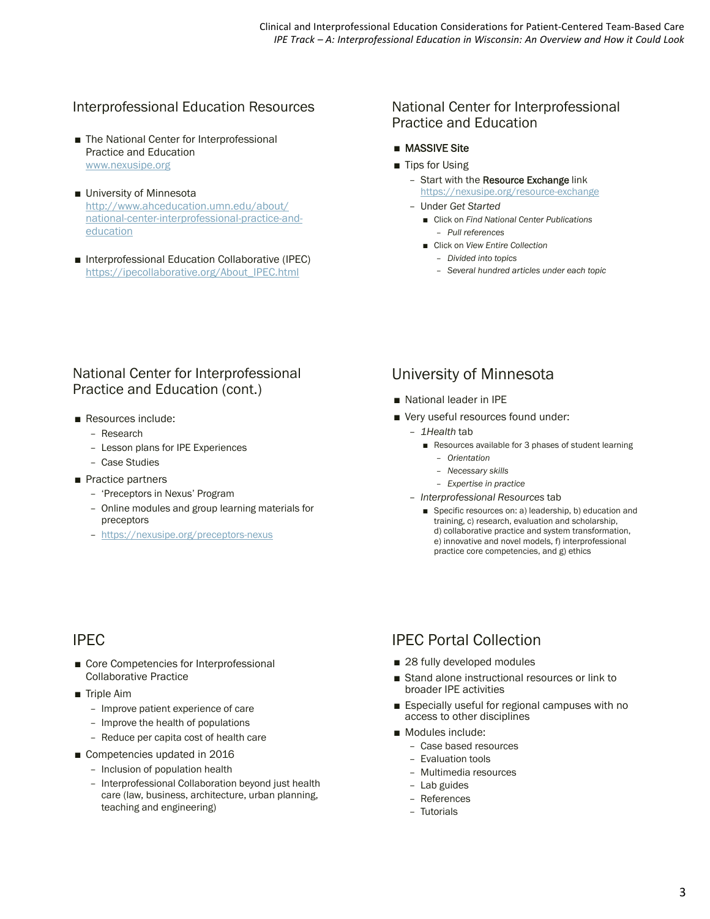## Interprofessional Education Resources

- The National Center for Interprofessional Practice and Education
  www.nexusipe.org
- University of Minnesota
  http://www.ahceducation.umn.edu/about/national-center-interprofessional-practice-and-education
- Interprofessional Education Collaborative (IPEC)
  https://ipecollaborative.org/About_IPEC.html

## National Center for Interprofessional Practice and Education

- **MASSIVE Site**
- Tips for Using
  - Start with the **Resource Exchange** link https://nexusipe.org/resource-exchange
  - Under *Get Started*
    - Click on *Find National Center Publications*
      - *Pull references*
    - Click on *View Entire Collection*
      - *Divided into topics*
      - *Several hundred articles under each topic*

## National Center for Interprofessional Practice and Education (cont.)

- Resources include:
  - Research
  - Lesson plans for IPE Experiences
  - Case Studies
- Practice partners
  - 'Preceptors in Nexus' Program
  - Online modules and group learning materials for preceptors
  - https://nexusipe.org/preceptors-nexus

## University of Minnesota

- National leader in IPE
- Very useful resources found under:
  - *1Health* tab
    - Resources available for 3 phases of student learning
      - *Orientation*
      - *Necessary skills*
      - *Expertise in practice*
  - *Interprofessional Resources* tab
    - Specific resources on: a) leadership, b) education and training, c) research, evaluation and scholarship, d) collaborative practice and system transformation, e) innovative and novel models, f) interprofessional practice core competencies, and g) ethics

## IPEC

- Core Competencies for Interprofessional Collaborative Practice
- Triple Aim
  - Improve patient experience of care
  - Improve the health of populations
  - Reduce per capita cost of health care
- Competencies updated in 2016
  - Inclusion of population health
  - Interprofessional Collaboration beyond just health care (law, business, architecture, urban planning, teaching and engineering)

## IPEC Portal Collection

- 28 fully developed modules
- Stand alone instructional resources or link to broader IPE activities
- Especially useful for regional campuses with no access to other disciplines
- Modules include:
  - Case based resources
  - Evaluation tools
  - Multimedia resources
  - Lab guides
  - References
  - Tutorials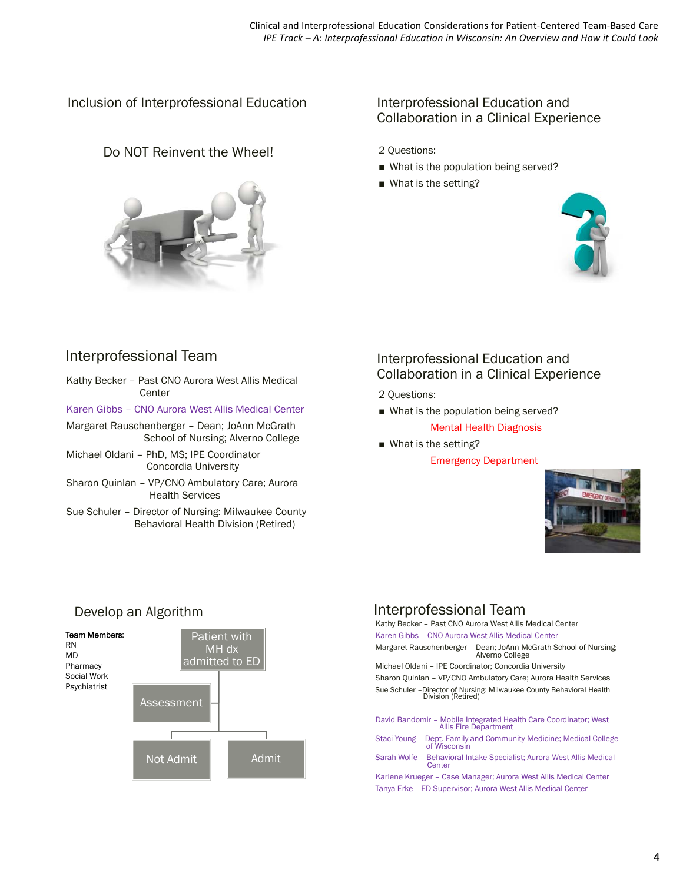## Inclusion of Interprofessional Education

Do NOT Reinvent the Wheel!

## Interprofessional Education and Collaboration in a Clinical Experience

2 Questions:

- What is the population being served?
- What is the setting?

## Interprofessional Team

Kathy Becker – Past CNO Aurora West Allis Medical Center

Karen Gibbs – CNO Aurora West Allis Medical Center

Margaret Rauschenberger – Dean; JoAnn McGrath School of Nursing; Alverno College

Michael Oldani – PhD, MS; IPE Coordinator Concordia University

Sharon Quinlan – VP/CNO Ambulatory Care; Aurora Health Services

Sue Schuler – Director of Nursing: Milwaukee County Behavioral Health Division (Retired)

## Interprofessional Education and Collaboration in a Clinical Experience

2 Questions:

- What is the population being served?
  - Mental Health Diagnosis
- What is the setting?
  - Emergency Department

## Develop an Algorithm

**Team Members:**
RN
MD
Pharmacy
Social Work
Psychiatrist

Patient with MH dx admitted to ED → Assessment → Not Admit / Admit

## Interprofessional Team

Kathy Becker – Past CNO Aurora West Allis Medical Center

Karen Gibbs – CNO Aurora West Allis Medical Center

Margaret Rauschenberger – Dean; JoAnn McGrath School of Nursing; Alverno College

Michael Oldani – IPE Coordinator; Concordia University

Sharon Quinlan – VP/CNO Ambulatory Care; Aurora Health Services

Sue Schuler –Director of Nursing: Milwaukee County Behavioral Health Division (Retired)

David Bandomir – Mobile Integrated Health Care Coordinator; West Allis Fire Department

Staci Young – Dept. Family and Community Medicine; Medical College of Wisconsin

Sarah Wolfe – Behavioral Intake Specialist; Aurora West Allis Medical Center

Karlene Krueger – Case Manager; Aurora West Allis Medical Center

Tanya Erke - ED Supervisor; Aurora West Allis Medical Center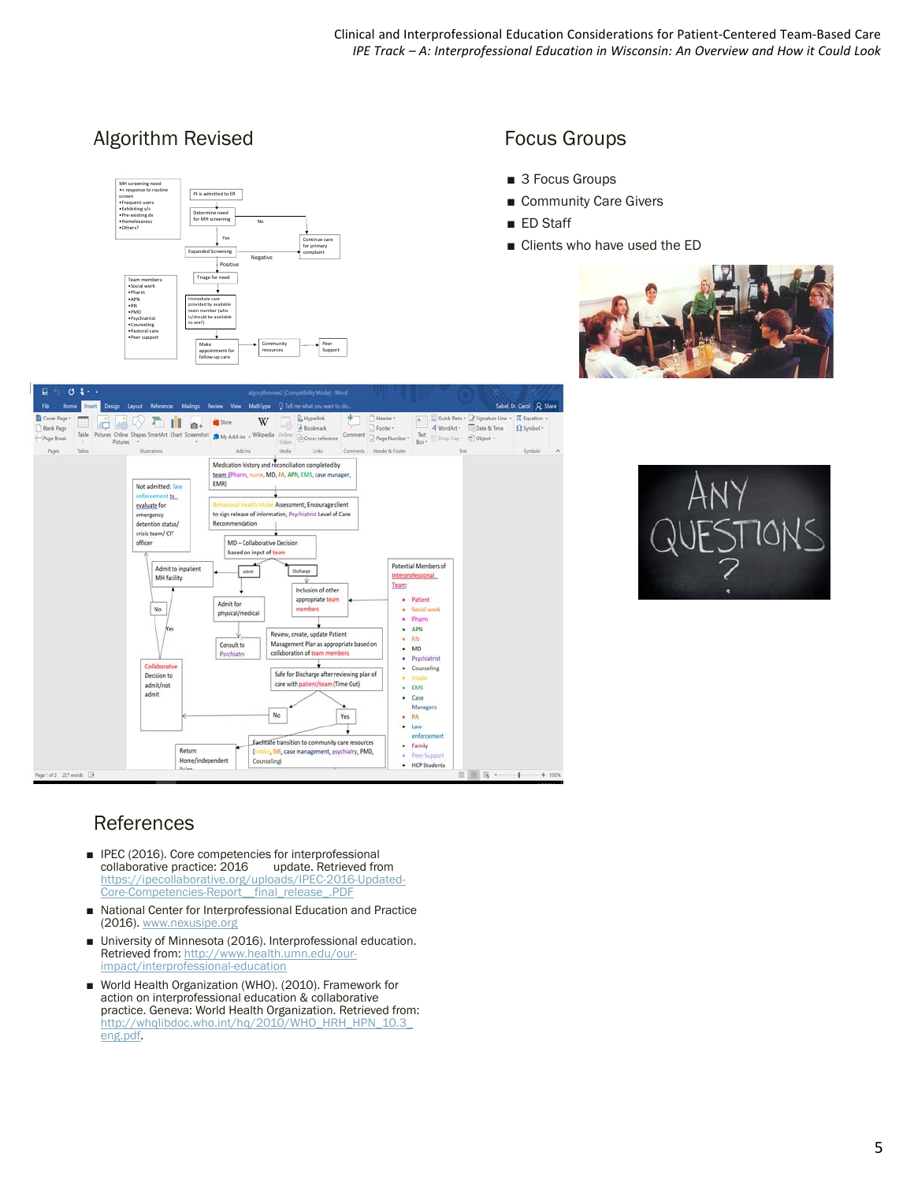## Algorithm Revised

## Focus Groups

- 3 Focus Groups
- Community Care Givers
- ED Staff
- Clients who have used the ED

## References

- IPEC (2016). Core competencies for interprofessional collaborative practice: 2016 update. Retrieved from https://ipecollaborative.org/uploads/IPEC-2016-Updated-Core-Competencies-Report__final_release_.PDF
- National Center for Interprofessional Education and Practice (2016). www.nexusipe.org
- University of Minnesota (2016). Interprofessional education. Retrieved from: http://www.health.umn.edu/our-impact/interprofessional-education
- World Health Organization (WHO). (2010). Framework for action on interprofessional education & collaborative practice. Geneva: World Health Organization. Retrieved from: http://whqlibdoc.who.int/hq/2010/WHO_HRH_HPN_10.3_eng.pdf.